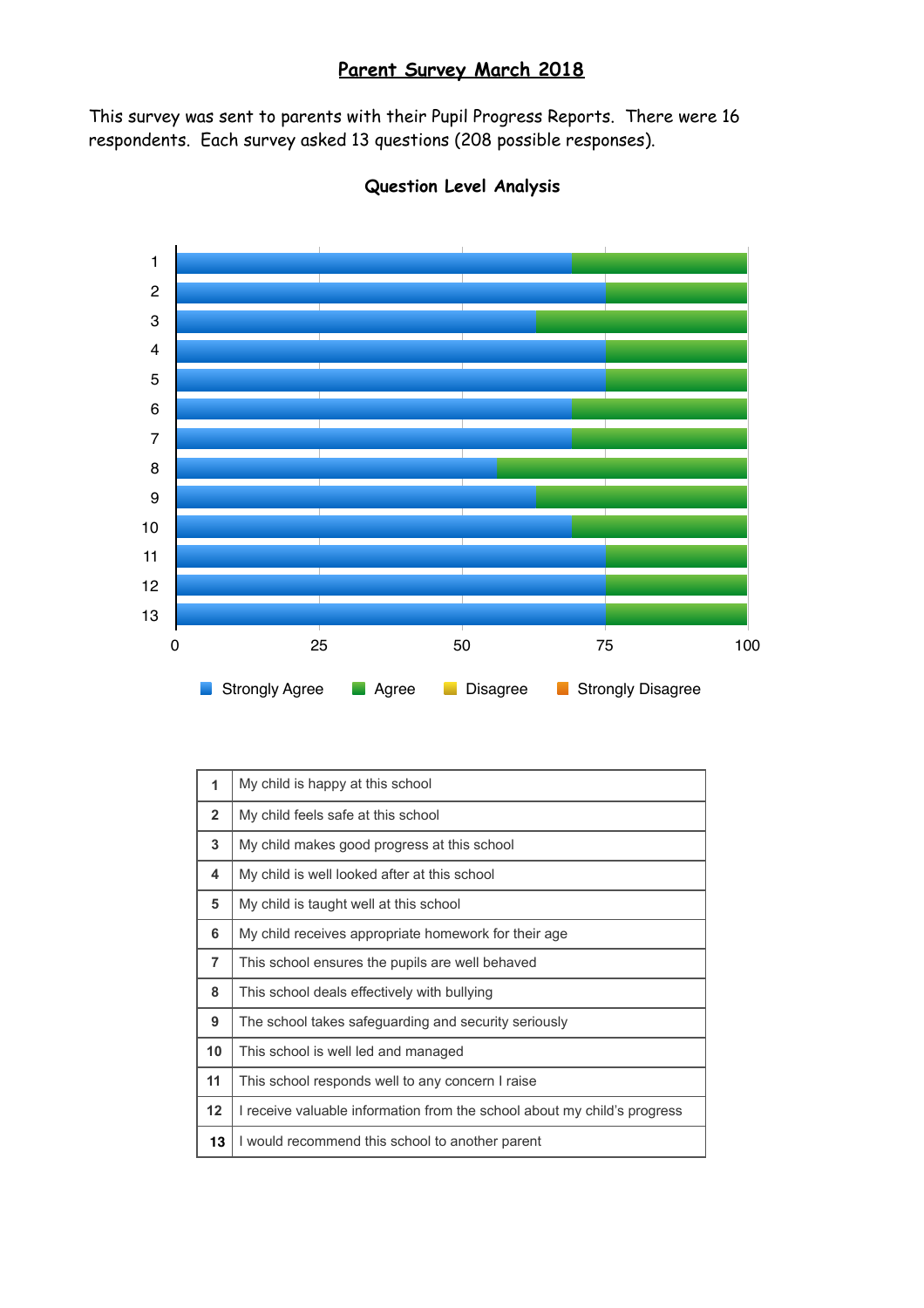# Parent Survey March 2018

This survey was sent to parents with their Pupil Progress Reports. There were 16 respondents. Each survey asked 13 questions (208 possible responses).

## Question Level Analysis

| 1 | My child is happy at this school |
|---|---|
| 2 | My child feels safe at this school |
| 3 | My child makes good progress at this school |
| 4 | My child is well looked after at this school |
| 5 | My child is taught well at this school |
| 6 | My child receives appropriate homework for their age |
| 7 | This school ensures the pupils are well behaved |
| 8 | This school deals effectively with bullying |
| 9 | The school takes safeguarding and security seriously |
| 10 | This school is well led and managed |
| 11 | This school responds well to any concern I raise |
| 12 | I receive valuable information from the school about my child's progress |
| 13 | I would recommend this school to another parent |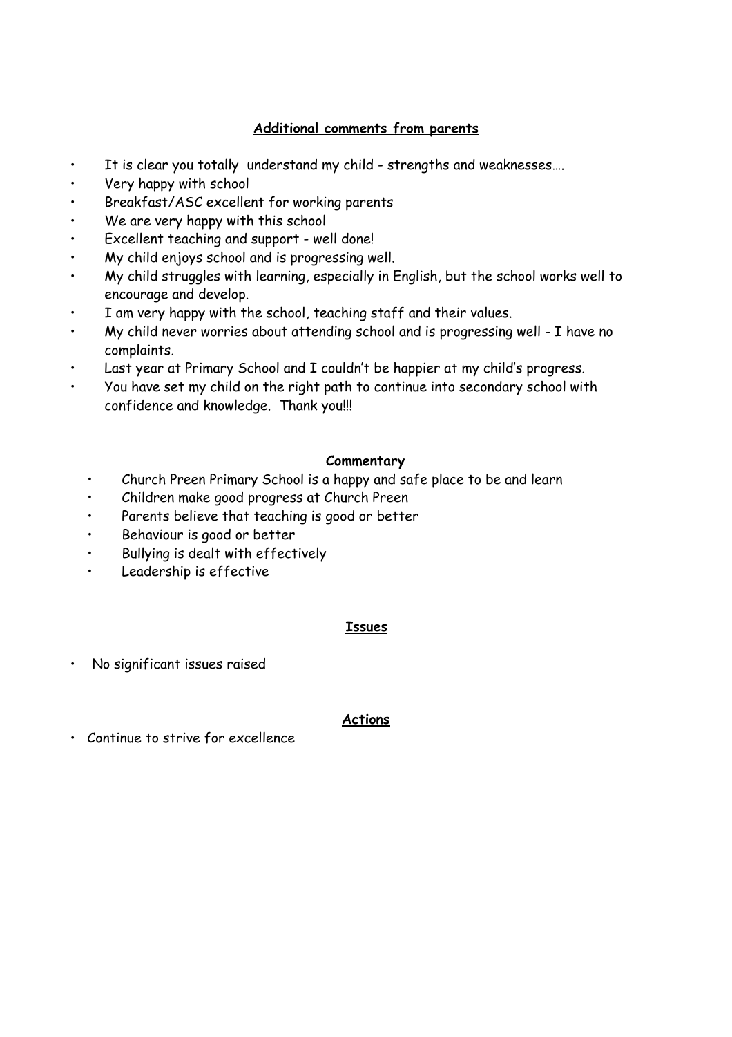## Additional comments from parents

- It is clear you totally understand my child - strengths and weaknesses….
- Very happy with school
- Breakfast/ASC excellent for working parents
- We are very happy with this school
- Excellent teaching and support - well done!
- My child enjoys school and is progressing well.
- My child struggles with learning, especially in English, but the school works well to encourage and develop.
- I am very happy with the school, teaching staff and their values.
- My child never worries about attending school and is progressing well - I have no complaints.
- Last year at Primary School and I couldn't be happier at my child's progress.
- You have set my child on the right path to continue into secondary school with confidence and knowledge. Thank you!!!

## Commentary

- Church Preen Primary School is a happy and safe place to be and learn
- Children make good progress at Church Preen
- Parents believe that teaching is good or better
- Behaviour is good or better
- Bullying is dealt with effectively
- Leadership is effective

## Issues

- No significant issues raised

## Actions

- Continue to strive for excellence